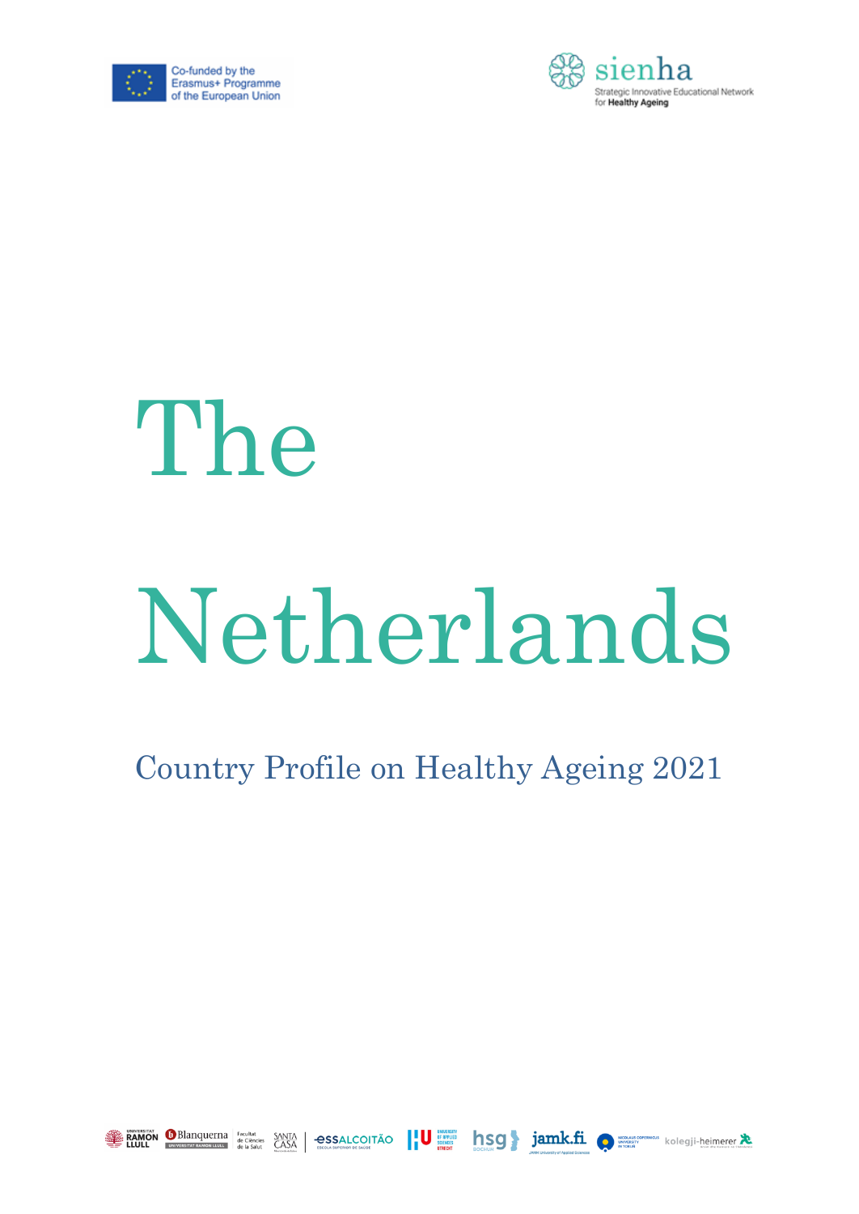Co-funded by the Erasmus+ Programme of the European Union

sienha
Strategic Innovative Educational Network for Healthy Ageing

# The Netherlands

## Country Profile on Healthy Ageing 2021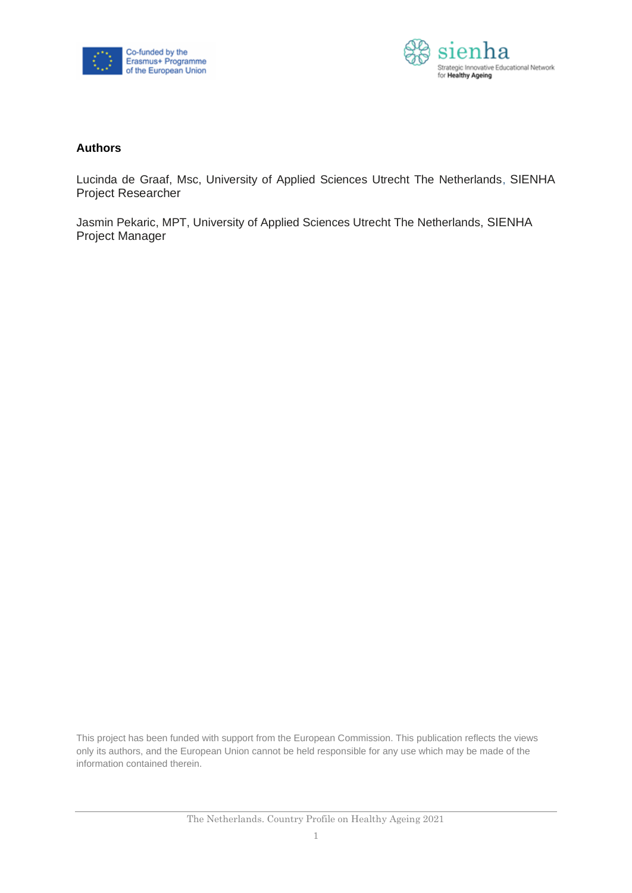**Authors**

Lucinda de Graaf, Msc, University of Applied Sciences Utrecht The Netherlands, SIENHA Project Researcher

Jasmin Pekaric, MPT, University of Applied Sciences Utrecht The Netherlands, SIENHA Project Manager

This project has been funded with support from the European Commission. This publication reflects the views only its authors, and the European Union cannot be held responsible for any use which may be made of the information contained therein.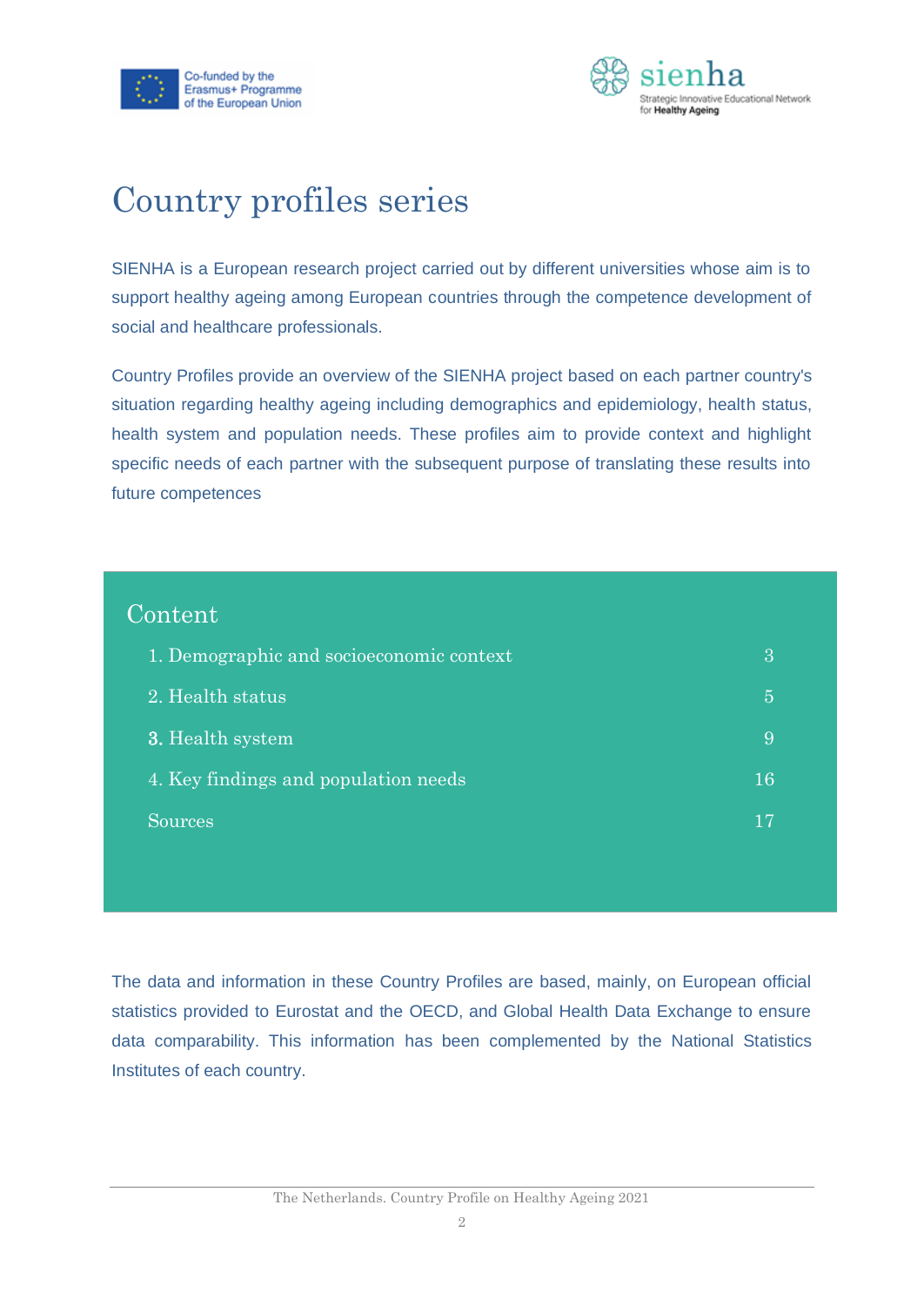# Country profiles series

SIENHA is a European research project carried out by different universities whose aim is to support healthy ageing among European countries through the competence development of social and healthcare professionals.

Country Profiles provide an overview of the SIENHA project based on each partner country's situation regarding healthy ageing including demographics and epidemiology, health status, health system and population needs. These profiles aim to provide context and highlight specific needs of each partner with the subsequent purpose of translating these results into future competences

## Content

| | |
|---|---|
| 1. Demographic and socioeconomic context | 3 |
| 2. Health status | 5 |
| 3. Health system | 9 |
| 4. Key findings and population needs | 16 |
| Sources | 17 |

The data and information in these Country Profiles are based, mainly, on European official statistics provided to Eurostat and the OECD, and Global Health Data Exchange to ensure data comparability. This information has been complemented by the National Statistics Institutes of each country.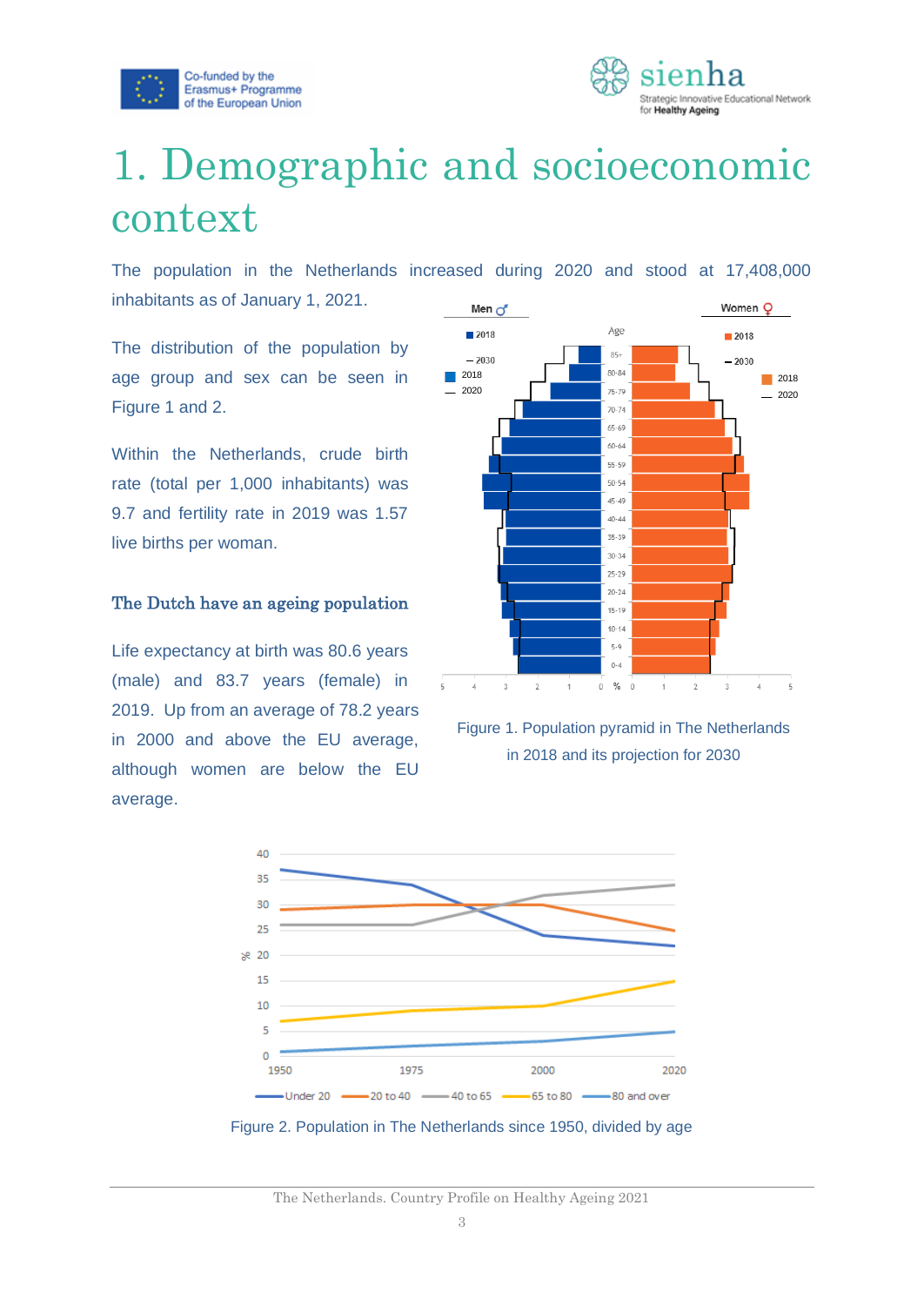# 1. Demographic and socioeconomic context

The population in the Netherlands increased during 2020 and stood at 17,408,000 inhabitants as of January 1, 2021.

The distribution of the population by age group and sex can be seen in Figure 1 and 2.

Within the Netherlands, crude birth rate (total per 1,000 inhabitants) was 9.7 and fertility rate in 2019 was 1.57 live births per woman.

### The Dutch have an ageing population

Life expectancy at birth was 80.6 years (male) and 83.7 years (female) in 2019. Up from an average of 78.2 years in 2000 and above the EU average, although women are below the EU average.

Figure 1. Population pyramid in The Netherlands in 2018 and its projection for 2030

Figure 2. Population in The Netherlands since 1950, divided by age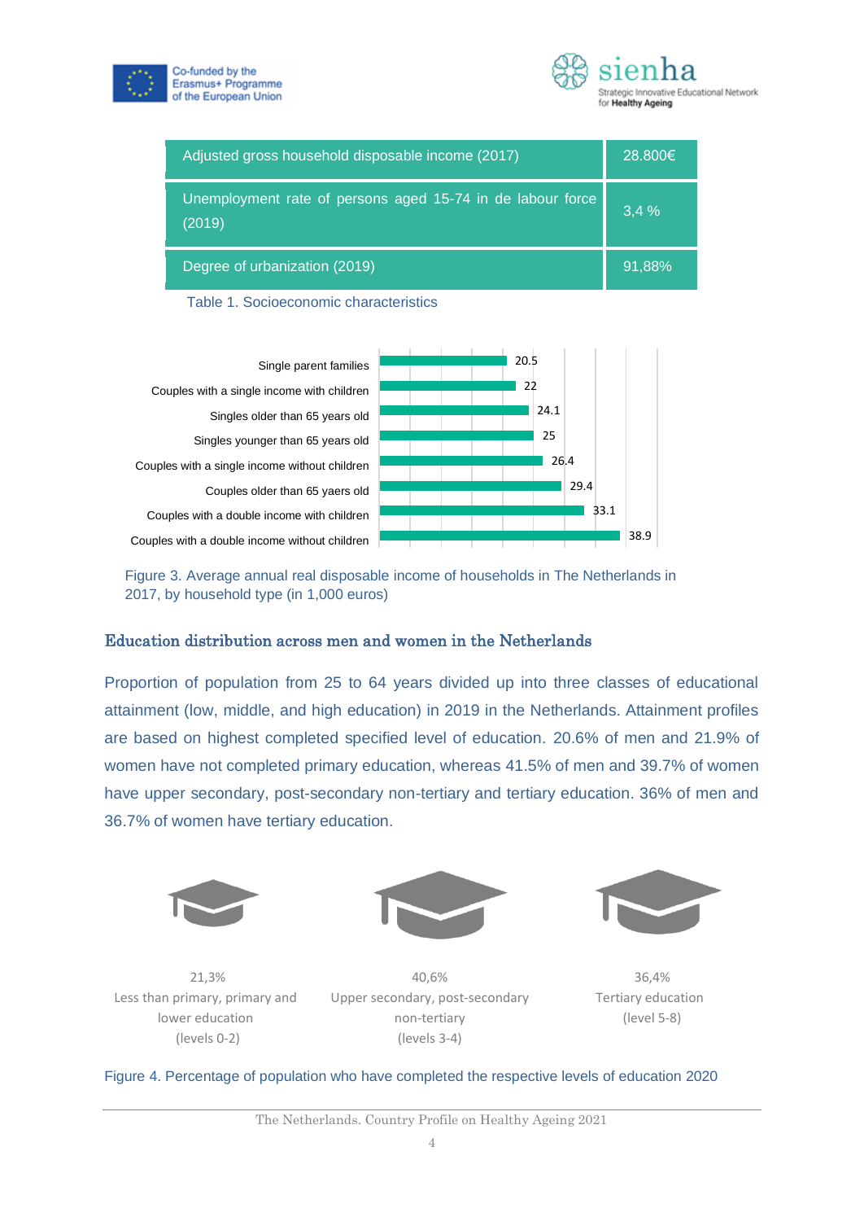| Adjusted gross household disposable income (2017) | 28.800€ |
|---|---|
| Unemployment rate of persons aged 15-74 in de labour force (2019) | 3,4 % |
| Degree of urbanization (2019) | 91,88% |

Table 1. Socioeconomic characteristics

| Household type | Income |
|---|---|
| Single parent families | 20.5 |
| Couples with a single income with children | 22 |
| Singles older than 65 years old | 24.1 |
| Singles younger than 65 years old | 25 |
| Couples with a single income without children | 26.4 |
| Couples older than 65 yaers old | 29.4 |
| Couples with a double income with children | 33.1 |
| Couples with a double income without children | 38.9 |

Figure 3. Average annual real disposable income of households in The Netherlands in 2017, by household type (in 1,000 euros)

## Education distribution across men and women in the Netherlands

Proportion of population from 25 to 64 years divided up into three classes of educational attainment (low, middle, and high education) in 2019 in the Netherlands. Attainment profiles are based on highest completed specified level of education. 20.6% of men and 21.9% of women have not completed primary education, whereas 41.5% of men and 39.7% of women have upper secondary, post-secondary non-tertiary and tertiary education. 36% of men and 36.7% of women have tertiary education.

21,3%
Less than primary, primary and lower education
(levels 0-2)

40,6%
Upper secondary, post-secondary non-tertiary
(levels 3-4)

36,4%
Tertiary education
(level 5-8)

Figure 4. Percentage of population who have completed the respective levels of education 2020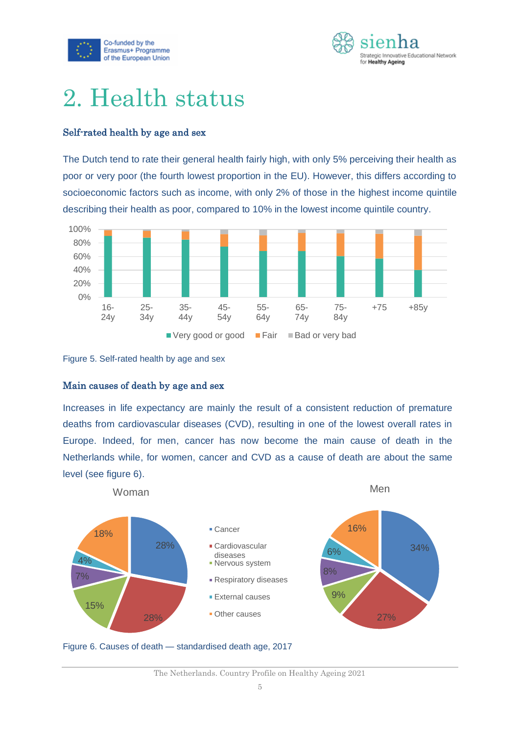# 2. Health status

### Self-rated health by age and sex

The Dutch tend to rate their general health fairly high, with only 5% perceiving their health as poor or very poor (the fourth lowest proportion in the EU). However, this differs according to socioeconomic factors such as income, with only 2% of those in the highest income quintile describing their health as poor, compared to 10% in the lowest income quintile country.

Figure 5. Self-rated health by age and sex

### Main causes of death by age and sex

Increases in life expectancy are mainly the result of a consistent reduction of premature deaths from cardiovascular diseases (CVD), resulting in one of the lowest overall rates in Europe. Indeed, for men, cancer has now become the main cause of death in the Netherlands while, for women, cancer and CVD as a cause of death are about the same level (see figure 6).

Figure 6. Causes of death — standardised death age, 2017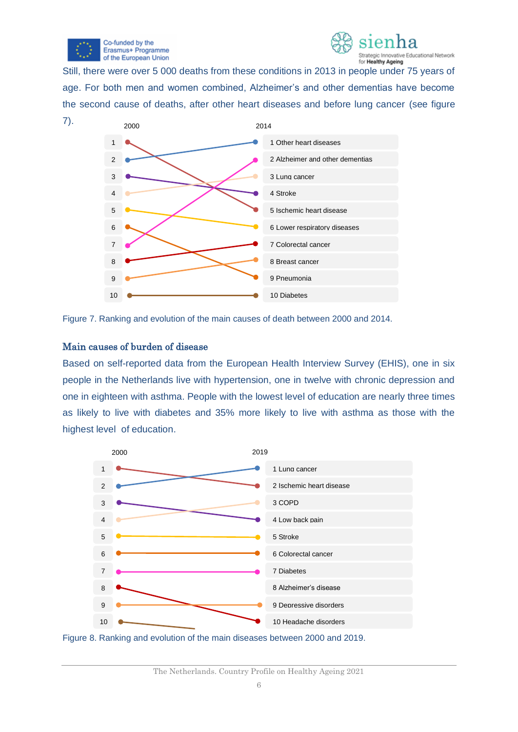Still, there were over 5 000 deaths from these conditions in 2013 in people under 75 years of age. For both men and women combined, Alzheimer's and other dementias have become the second cause of deaths, after other heart diseases and before lung cancer (see figure 7).

| 2000 | 2014 |
|---|---|
| 1 | 1 Other heart diseases |
| 2 | 2 Alzheimer and other dementias |
| 3 | 3 Lung cancer |
| 4 | 4 Stroke |
| 5 | 5 Ischemic heart disease |
| 6 | 6 Lower respiratory diseases |
| 7 | 7 Colorectal cancer |
| 8 | 8 Breast cancer |
| 9 | 9 Pneumonia |
| 10 | 10 Diabetes |

Figure 7. Ranking and evolution of the main causes of death between 2000 and 2014.

### Main causes of burden of disease

Based on self-reported data from the European Health Interview Survey (EHIS), one in six people in the Netherlands live with hypertension, one in twelve with chronic depression and one in eighteen with asthma. People with the lowest level of education are nearly three times as likely to live with diabetes and 35% more likely to live with asthma as those with the highest level of education.

| 2000 | 2019 |
|---|---|
| 1 | 1 Lung cancer |
| 2 | 2 Ischemic heart disease |
| 3 | 3 COPD |
| 4 | 4 Low back pain |
| 5 | 5 Stroke |
| 6 | 6 Colorectal cancer |
| 7 | 7 Diabetes |
| 8 | 8 Alzheimer's disease |
| 9 | 9 Depressive disorders |
| 10 | 10 Headache disorders |

Figure 8. Ranking and evolution of the main diseases between 2000 and 2019.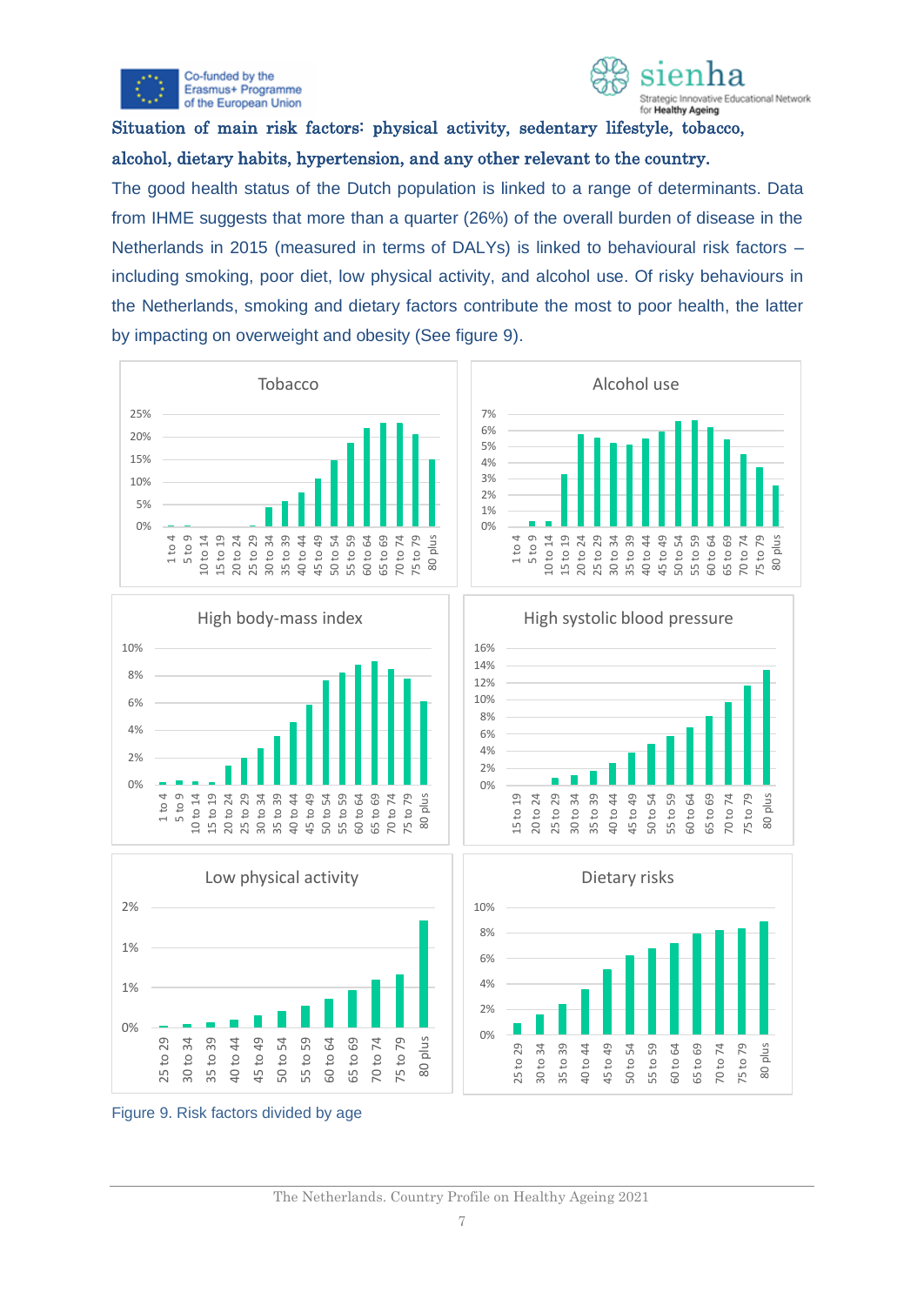## Situation of main risk factors: physical activity, sedentary lifestyle, tobacco, alcohol, dietary habits, hypertension, and any other relevant to the country.

The good health status of the Dutch population is linked to a range of determinants. Data from IHME suggests that more than a quarter (26%) of the overall burden of disease in the Netherlands in 2015 (measured in terms of DALYs) is linked to behavioural risk factors – including smoking, poor diet, low physical activity, and alcohol use. Of risky behaviours in the Netherlands, smoking and dietary factors contribute the most to poor health, the latter by impacting on overweight and obesity (See figure 9).

Figure 9. Risk factors divided by age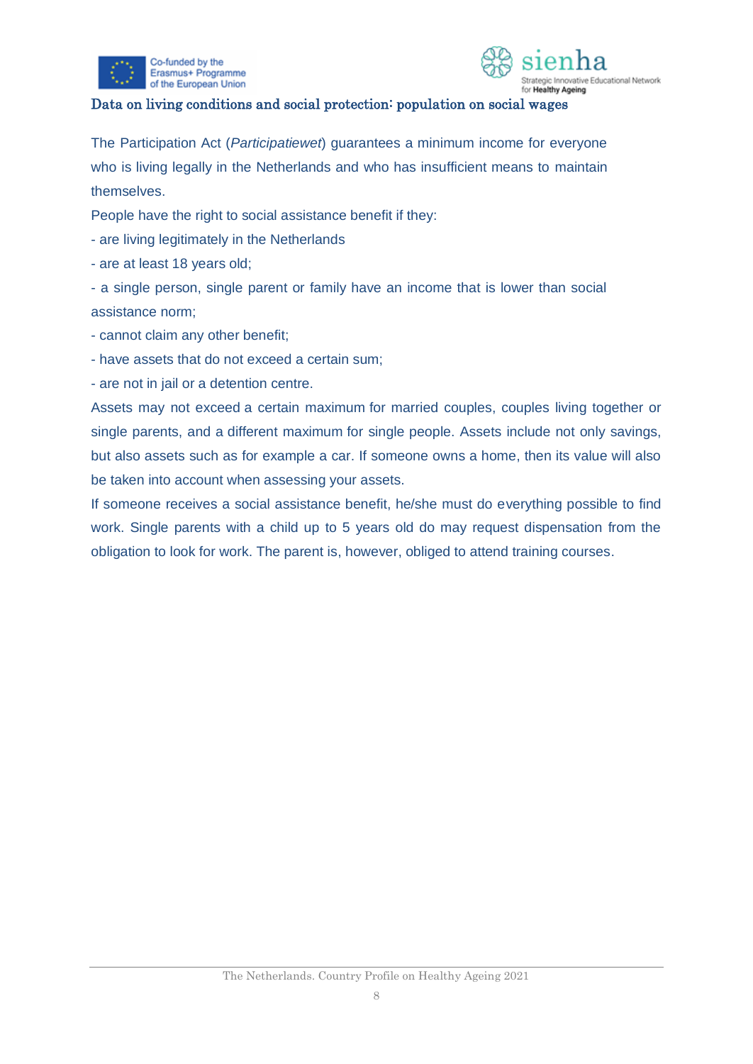### Data on living conditions and social protection: population on social wages

The Participation Act (*Participatiewet*) guarantees a minimum income for everyone who is living legally in the Netherlands and who has insufficient means to maintain themselves.

People have the right to social assistance benefit if they:

- are living legitimately in the Netherlands
- are at least 18 years old;
- a single person, single parent or family have an income that is lower than social assistance norm;
- cannot claim any other benefit;
- have assets that do not exceed a certain sum;
- are not in jail or a detention centre.

Assets may not exceed a certain maximum for married couples, couples living together or single parents, and a different maximum for single people. Assets include not only savings, but also assets such as for example a car. If someone owns a home, then its value will also be taken into account when assessing your assets.

If someone receives a social assistance benefit, he/she must do everything possible to find work. Single parents with a child up to 5 years old do may request dispensation from the obligation to look for work. The parent is, however, obliged to attend training courses.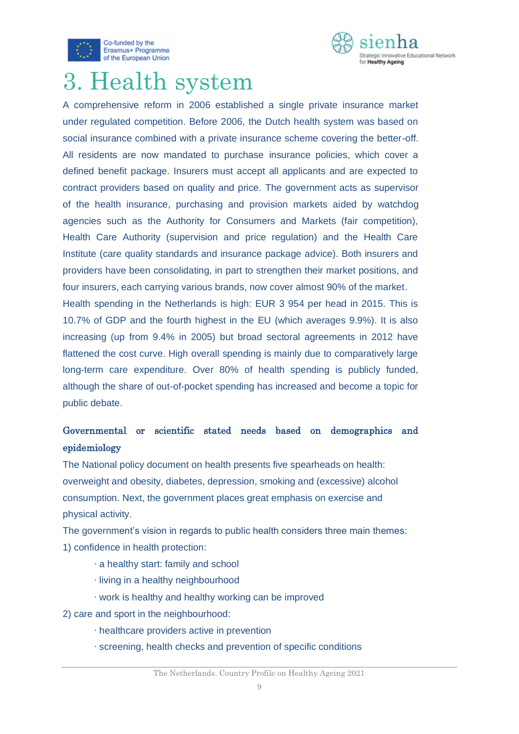# 3. Health system

A comprehensive reform in 2006 established a single private insurance market under regulated competition. Before 2006, the Dutch health system was based on social insurance combined with a private insurance scheme covering the better-off. All residents are now mandated to purchase insurance policies, which cover a defined benefit package. Insurers must accept all applicants and are expected to contract providers based on quality and price. The government acts as supervisor of the health insurance, purchasing and provision markets aided by watchdog agencies such as the Authority for Consumers and Markets (fair competition), Health Care Authority (supervision and price regulation) and the Health Care Institute (care quality standards and insurance package advice). Both insurers and providers have been consolidating, in part to strengthen their market positions, and four insurers, each carrying various brands, now cover almost 90% of the market.

Health spending in the Netherlands is high: EUR 3 954 per head in 2015. This is 10.7% of GDP and the fourth highest in the EU (which averages 9.9%). It is also increasing (up from 9.4% in 2005) but broad sectoral agreements in 2012 have flattened the cost curve. High overall spending is mainly due to comparatively large long-term care expenditure. Over 80% of health spending is publicly funded, although the share of out-of-pocket spending has increased and become a topic for public debate.

## Governmental or scientific stated needs based on demographics and epidemiology

The National policy document on health presents five spearheads on health: overweight and obesity, diabetes, depression, smoking and (excessive) alcohol consumption. Next, the government places great emphasis on exercise and physical activity.

The government's vision in regards to public health considers three main themes:

1) confidence in health protection:

- a healthy start: family and school
- living in a healthy neighbourhood
- work is healthy and healthy working can be improved

2) care and sport in the neighbourhood:

- healthcare providers active in prevention
- screening, health checks and prevention of specific conditions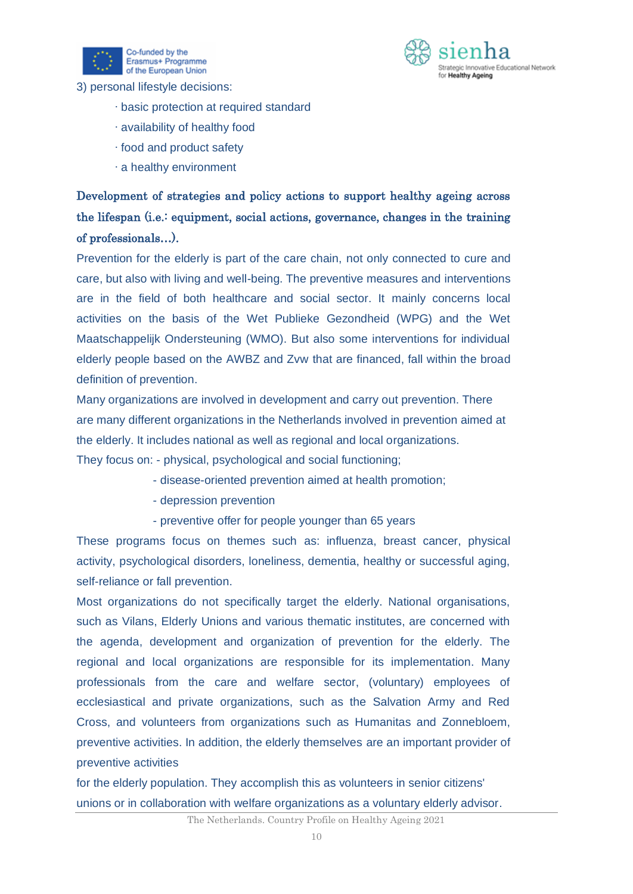3) personal lifestyle decisions:

· basic protection at required standard

· availability of healthy food

· food and product safety

· a healthy environment

**Development of strategies and policy actions to support healthy ageing across the lifespan (i.e.: equipment, social actions, governance, changes in the training of professionals…).**

Prevention for the elderly is part of the care chain, not only connected to cure and care, but also with living and well-being. The preventive measures and interventions are in the field of both healthcare and social sector. It mainly concerns local activities on the basis of the Wet Publieke Gezondheid (WPG) and the Wet Maatschappelijk Ondersteuning (WMO). But also some interventions for individual elderly people based on the AWBZ and Zvw that are financed, fall within the broad definition of prevention.

Many organizations are involved in development and carry out prevention. There are many different organizations in the Netherlands involved in prevention aimed at the elderly. It includes national as well as regional and local organizations.

They focus on: - physical, psychological and social functioning;

- disease-oriented prevention aimed at health promotion;
- depression prevention
- preventive offer for people younger than 65 years

These programs focus on themes such as: influenza, breast cancer, physical activity, psychological disorders, loneliness, dementia, healthy or successful aging, self-reliance or fall prevention.

Most organizations do not specifically target the elderly. National organisations, such as Vilans, Elderly Unions and various thematic institutes, are concerned with the agenda, development and organization of prevention for the elderly. The regional and local organizations are responsible for its implementation. Many professionals from the care and welfare sector, (voluntary) employees of ecclesiastical and private organizations, such as the Salvation Army and Red Cross, and volunteers from organizations such as Humanitas and Zonnebloem, preventive activities. In addition, the elderly themselves are an important provider of preventive activities

for the elderly population. They accomplish this as volunteers in senior citizens' unions or in collaboration with welfare organizations as a voluntary elderly advisor.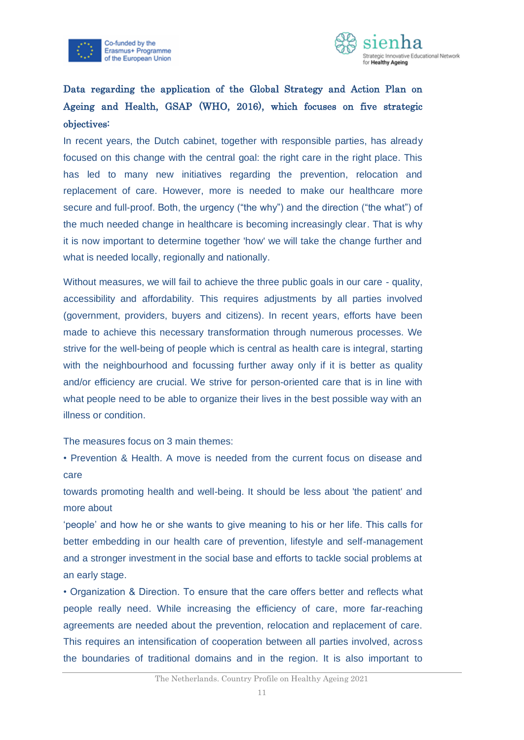**Data regarding the application of the Global Strategy and Action Plan on Ageing and Health, GSAP (WHO, 2016), which focuses on five strategic objectives:**

In recent years, the Dutch cabinet, together with responsible parties, has already focused on this change with the central goal: the right care in the right place. This has led to many new initiatives regarding the prevention, relocation and replacement of care. However, more is needed to make our healthcare more secure and full-proof. Both, the urgency ("the why") and the direction ("the what") of the much needed change in healthcare is becoming increasingly clear. That is why it is now important to determine together 'how' we will take the change further and what is needed locally, regionally and nationally.

Without measures, we will fail to achieve the three public goals in our care - quality, accessibility and affordability. This requires adjustments by all parties involved (government, providers, buyers and citizens). In recent years, efforts have been made to achieve this necessary transformation through numerous processes. We strive for the well-being of people which is central as health care is integral, starting with the neighbourhood and focussing further away only if it is better as quality and/or efficiency are crucial. We strive for person-oriented care that is in line with what people need to be able to organize their lives in the best possible way with an illness or condition.

The measures focus on 3 main themes:

• Prevention & Health. A move is needed from the current focus on disease and care towards promoting health and well-being. It should be less about 'the patient' and more about 'people' and how he or she wants to give meaning to his or her life. This calls for better embedding in our health care of prevention, lifestyle and self-management and a stronger investment in the social base and efforts to tackle social problems at an early stage.

• Organization & Direction. To ensure that the care offers better and reflects what people really need. While increasing the efficiency of care, more far-reaching agreements are needed about the prevention, relocation and replacement of care. This requires an intensification of cooperation between all parties involved, across the boundaries of traditional domains and in the region. It is also important to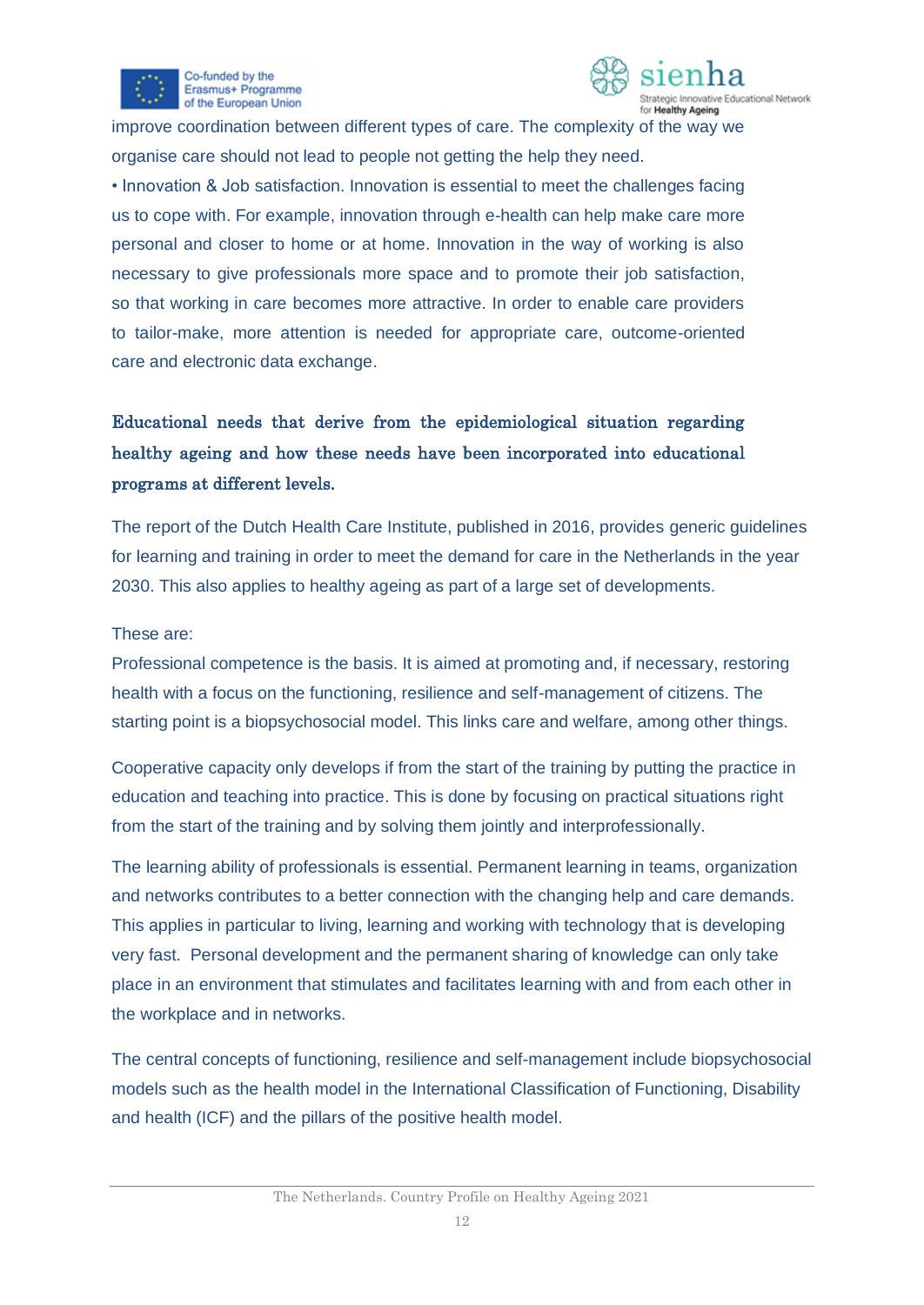improve coordination between different types of care. The complexity of the way we organise care should not lead to people not getting the help they need.

• Innovation & Job satisfaction. Innovation is essential to meet the challenges facing us to cope with. For example, innovation through e-health can help make care more personal and closer to home or at home. Innovation in the way of working is also necessary to give professionals more space and to promote their job satisfaction, so that working in care becomes more attractive. In order to enable care providers to tailor-make, more attention is needed for appropriate care, outcome-oriented care and electronic data exchange.

## Educational needs that derive from the epidemiological situation regarding healthy ageing and how these needs have been incorporated into educational programs at different levels.

The report of the Dutch Health Care Institute, published in 2016, provides generic guidelines for learning and training in order to meet the demand for care in the Netherlands in the year 2030. This also applies to healthy ageing as part of a large set of developments.

These are:

Professional competence is the basis. It is aimed at promoting and, if necessary, restoring health with a focus on the functioning, resilience and self-management of citizens. The starting point is a biopsychosocial model. This links care and welfare, among other things.

Cooperative capacity only develops if from the start of the training by putting the practice in education and teaching into practice. This is done by focusing on practical situations right from the start of the training and by solving them jointly and interprofessionally.

The learning ability of professionals is essential. Permanent learning in teams, organization and networks contributes to a better connection with the changing help and care demands. This applies in particular to living, learning and working with technology that is developing very fast. Personal development and the permanent sharing of knowledge can only take place in an environment that stimulates and facilitates learning with and from each other in the workplace and in networks.

The central concepts of functioning, resilience and self-management include biopsychosocial models such as the health model in the International Classification of Functioning, Disability and health (ICF) and the pillars of the positive health model.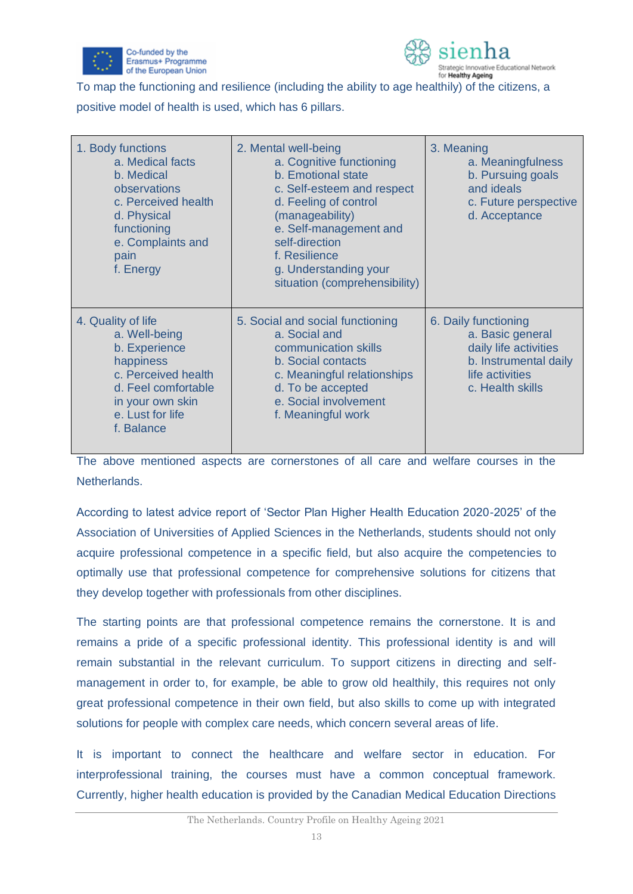To map the functioning and resilience (including the ability to age healthily) of the citizens, a positive model of health is used, which has 6 pillars.

| 1. Body functions<br>a. Medical facts<br>b. Medical observations<br>c. Perceived health<br>d. Physical functioning<br>e. Complaints and pain<br>f. Energy | 2. Mental well-being<br>a. Cognitive functioning<br>b. Emotional state<br>c. Self-esteem and respect<br>d. Feeling of control (manageability)<br>e. Self-management and self-direction<br>f. Resilience<br>g. Understanding your situation (comprehensibility) | 3. Meaning<br>a. Meaningfulness<br>b. Pursuing goals and ideals<br>c. Future perspective<br>d. Acceptance |
|---|---|---|
| 4. Quality of life<br>a. Well-being<br>b. Experience happiness<br>c. Perceived health<br>d. Feel comfortable in your own skin<br>e. Lust for life<br>f. Balance | 5. Social and social functioning<br>a. Social and communication skills<br>b. Social contacts<br>c. Meaningful relationships<br>d. To be accepted<br>e. Social involvement<br>f. Meaningful work | 6. Daily functioning<br>a. Basic general daily life activities<br>b. Instrumental daily life activities<br>c. Health skills |

The above mentioned aspects are cornerstones of all care and welfare courses in the Netherlands.

According to latest advice report of 'Sector Plan Higher Health Education 2020-2025' of the Association of Universities of Applied Sciences in the Netherlands, students should not only acquire professional competence in a specific field, but also acquire the competencies to optimally use that professional competence for comprehensive solutions for citizens that they develop together with professionals from other disciplines.

The starting points are that professional competence remains the cornerstone. It is and remains a pride of a specific professional identity. This professional identity is and will remain substantial in the relevant curriculum. To support citizens in directing and self-management in order to, for example, be able to grow old healthily, this requires not only great professional competence in their own field, but also skills to come up with integrated solutions for people with complex care needs, which concern several areas of life.

It is important to connect the healthcare and welfare sector in education. For interprofessional training, the courses must have a common conceptual framework. Currently, higher health education is provided by the Canadian Medical Education Directions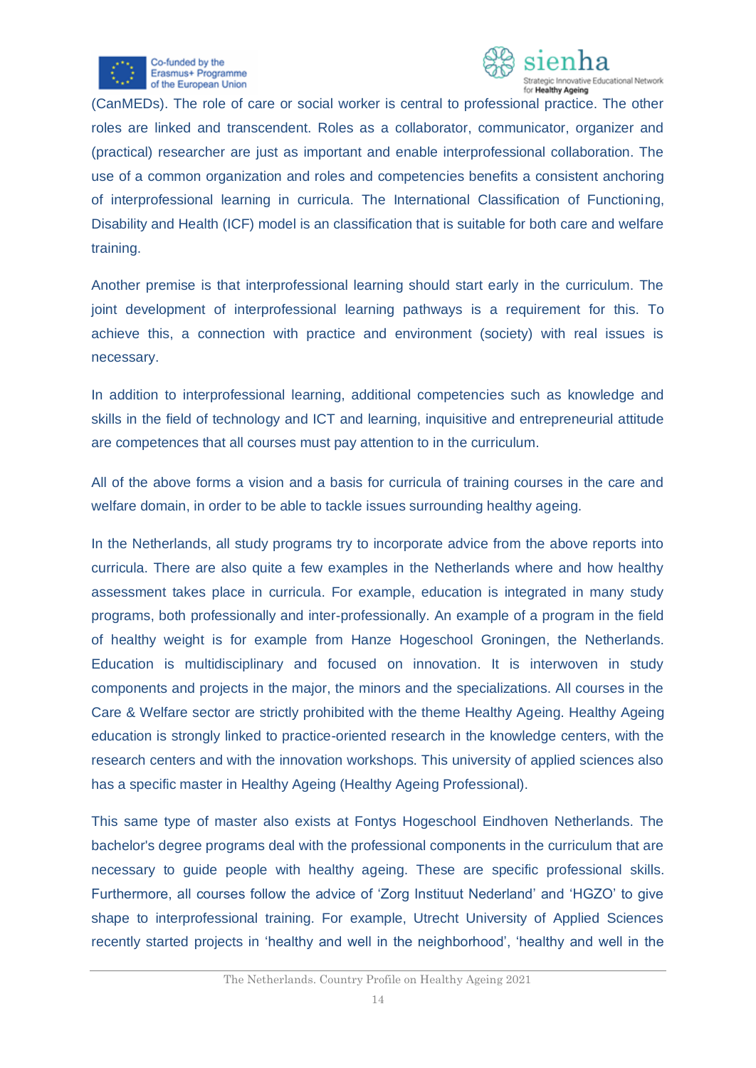(CanMEDs). The role of care or social worker is central to professional practice. The other roles are linked and transcendent. Roles as a collaborator, communicator, organizer and (practical) researcher are just as important and enable interprofessional collaboration. The use of a common organization and roles and competencies benefits a consistent anchoring of interprofessional learning in curricula. The International Classification of Functioning, Disability and Health (ICF) model is an classification that is suitable for both care and welfare training.

Another premise is that interprofessional learning should start early in the curriculum. The joint development of interprofessional learning pathways is a requirement for this. To achieve this, a connection with practice and environment (society) with real issues is necessary.

In addition to interprofessional learning, additional competencies such as knowledge and skills in the field of technology and ICT and learning, inquisitive and entrepreneurial attitude are competences that all courses must pay attention to in the curriculum.

All of the above forms a vision and a basis for curricula of training courses in the care and welfare domain, in order to be able to tackle issues surrounding healthy ageing.

In the Netherlands, all study programs try to incorporate advice from the above reports into curricula. There are also quite a few examples in the Netherlands where and how healthy assessment takes place in curricula. For example, education is integrated in many study programs, both professionally and inter-professionally. An example of a program in the field of healthy weight is for example from Hanze Hogeschool Groningen, the Netherlands. Education is multidisciplinary and focused on innovation. It is interwoven in study components and projects in the major, the minors and the specializations. All courses in the Care & Welfare sector are strictly prohibited with the theme Healthy Ageing. Healthy Ageing education is strongly linked to practice-oriented research in the knowledge centers, with the research centers and with the innovation workshops. This university of applied sciences also has a specific master in Healthy Ageing (Healthy Ageing Professional).

This same type of master also exists at Fontys Hogeschool Eindhoven Netherlands. The bachelor's degree programs deal with the professional components in the curriculum that are necessary to guide people with healthy ageing. These are specific professional skills. Furthermore, all courses follow the advice of 'Zorg Instituut Nederland' and 'HGZO' to give shape to interprofessional training. For example, Utrecht University of Applied Sciences recently started projects in 'healthy and well in the neighborhood', 'healthy and well in the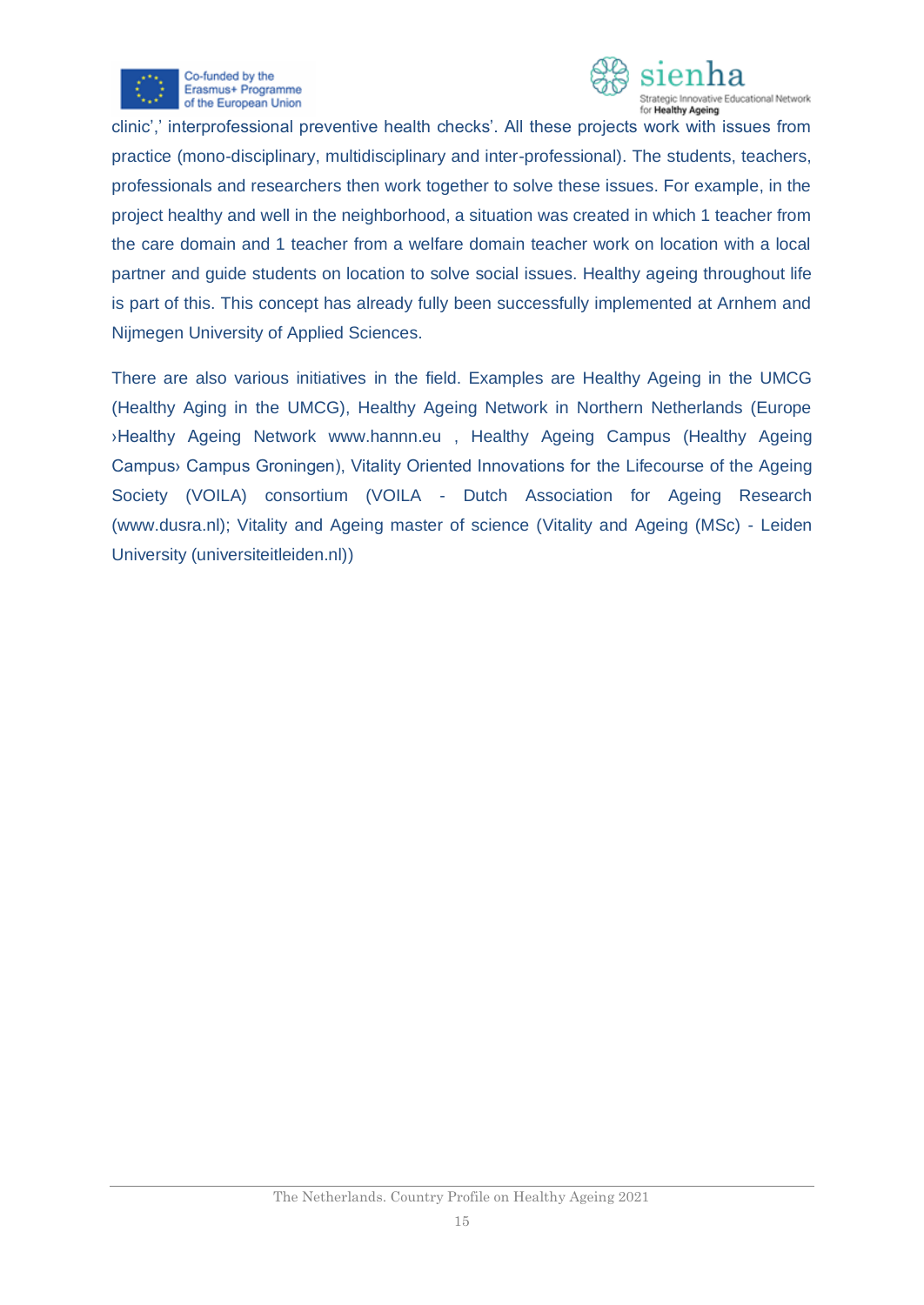clinic',' interprofessional preventive health checks'. All these projects work with issues from practice (mono-disciplinary, multidisciplinary and inter-professional). The students, teachers, professionals and researchers then work together to solve these issues. For example, in the project healthy and well in the neighborhood, a situation was created in which 1 teacher from the care domain and 1 teacher from a welfare domain teacher work on location with a local partner and guide students on location to solve social issues. Healthy ageing throughout life is part of this. This concept has already fully been successfully implemented at Arnhem and Nijmegen University of Applied Sciences.

There are also various initiatives in the field. Examples are Healthy Ageing in the UMCG (Healthy Aging in the UMCG), Healthy Ageing Network in Northern Netherlands (Europe ›Healthy Ageing Network www.hannn.eu , Healthy Ageing Campus (Healthy Ageing Campus› Campus Groningen), Vitality Oriented Innovations for the Lifecourse of the Ageing Society (VOILA) consortium (VOILA - Dutch Association for Ageing Research (www.dusra.nl); Vitality and Ageing master of science (Vitality and Ageing (MSc) - Leiden University (universiteitleiden.nl))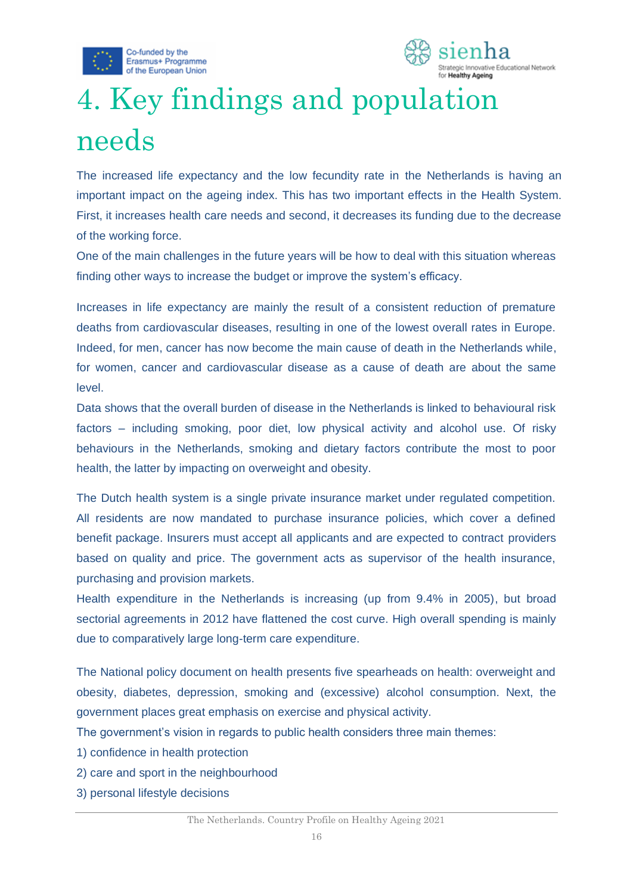# 4. Key findings and population needs

The increased life expectancy and the low fecundity rate in the Netherlands is having an important impact on the ageing index. This has two important effects in the Health System. First, it increases health care needs and second, it decreases its funding due to the decrease of the working force.

One of the main challenges in the future years will be how to deal with this situation whereas finding other ways to increase the budget or improve the system's efficacy.

Increases in life expectancy are mainly the result of a consistent reduction of premature deaths from cardiovascular diseases, resulting in one of the lowest overall rates in Europe. Indeed, for men, cancer has now become the main cause of death in the Netherlands while, for women, cancer and cardiovascular disease as a cause of death are about the same level.

Data shows that the overall burden of disease in the Netherlands is linked to behavioural risk factors – including smoking, poor diet, low physical activity and alcohol use. Of risky behaviours in the Netherlands, smoking and dietary factors contribute the most to poor health, the latter by impacting on overweight and obesity.

The Dutch health system is a single private insurance market under regulated competition. All residents are now mandated to purchase insurance policies, which cover a defined benefit package. Insurers must accept all applicants and are expected to contract providers based on quality and price. The government acts as supervisor of the health insurance, purchasing and provision markets.

Health expenditure in the Netherlands is increasing (up from 9.4% in 2005), but broad sectorial agreements in 2012 have flattened the cost curve. High overall spending is mainly due to comparatively large long-term care expenditure.

The National policy document on health presents five spearheads on health: overweight and obesity, diabetes, depression, smoking and (excessive) alcohol consumption. Next, the government places great emphasis on exercise and physical activity.

The government's vision in regards to public health considers three main themes:

1) confidence in health protection
2) care and sport in the neighbourhood
3) personal lifestyle decisions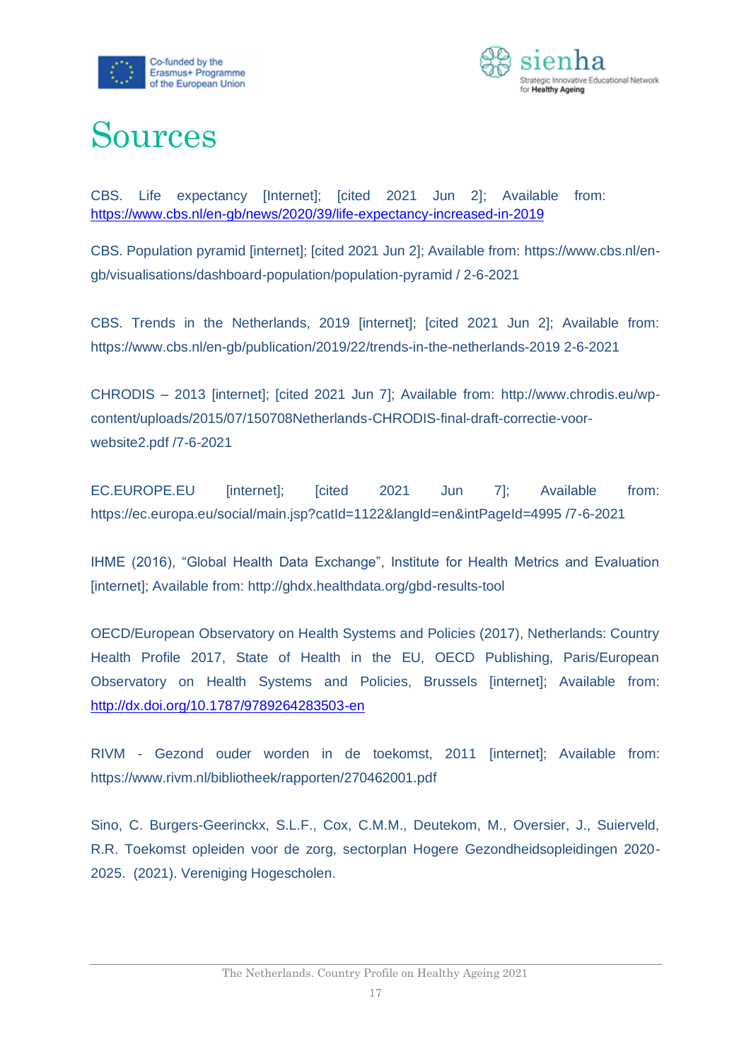# Sources

CBS. Life expectancy [Internet]; [cited 2021 Jun 2]; Available from: https://www.cbs.nl/en-gb/news/2020/39/life-expectancy-increased-in-2019

CBS. Population pyramid [internet]; [cited 2021 Jun 2]; Available from: https://www.cbs.nl/en-gb/visualisations/dashboard-population/population-pyramid / 2-6-2021

CBS. Trends in the Netherlands, 2019 [internet]; [cited 2021 Jun 2]; Available from: https://www.cbs.nl/en-gb/publication/2019/22/trends-in-the-netherlands-2019 2-6-2021

CHRODIS – 2013 [internet]; [cited 2021 Jun 7]; Available from: http://www.chrodis.eu/wp-content/uploads/2015/07/150708Netherlands-CHRODIS-final-draft-correctie-voor-website2.pdf /7-6-2021

EC.EUROPE.EU [internet]; [cited 2021 Jun 7]; Available from: https://ec.europa.eu/social/main.jsp?catId=1122&langId=en&intPageId=4995 /7-6-2021

IHME (2016), "Global Health Data Exchange", Institute for Health Metrics and Evaluation [internet]; Available from: http://ghdx.healthdata.org/gbd-results-tool

OECD/European Observatory on Health Systems and Policies (2017), Netherlands: Country Health Profile 2017, State of Health in the EU, OECD Publishing, Paris/European Observatory on Health Systems and Policies, Brussels [internet]; Available from: http://dx.doi.org/10.1787/9789264283503-en

RIVM - Gezond ouder worden in de toekomst, 2011 [internet]; Available from: https://www.rivm.nl/bibliotheek/rapporten/270462001.pdf

Sino, C. Burgers-Geerinckx, S.L.F., Cox, C.M.M., Deutekom, M., Oversier, J., Suierveld, R.R. Toekomst opleiden voor de zorg, sectorplan Hogere Gezondheidsopleidingen 2020-2025. (2021). Vereniging Hogescholen.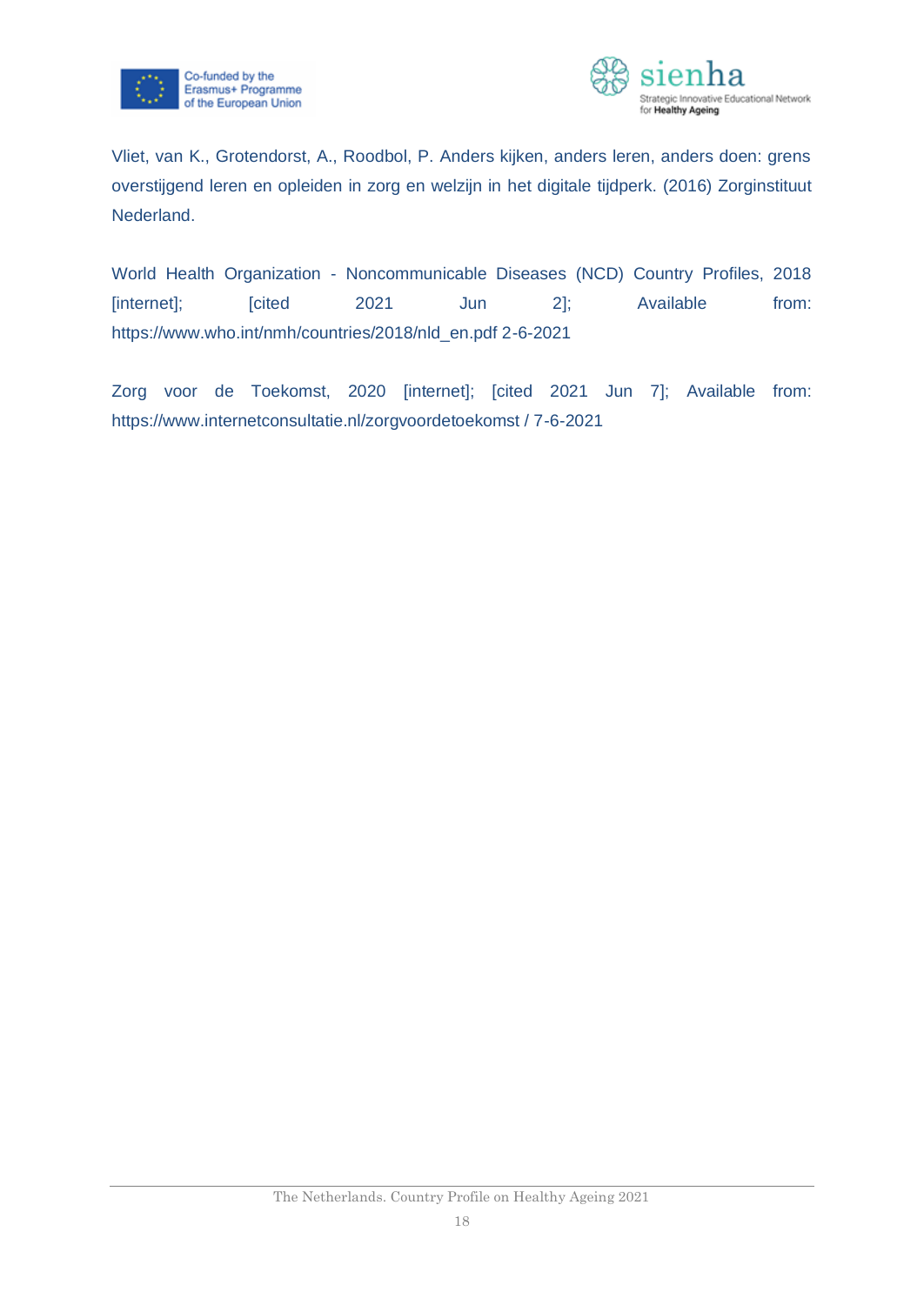Vliet, van K., Grotendorst, A., Roodbol, P. Anders kijken, anders leren, anders doen: grens overstijgend leren en opleiden in zorg en welzijn in het digitale tijdperk. (2016) Zorginstituut Nederland.

World Health Organization - Noncommunicable Diseases (NCD) Country Profiles, 2018 [internet]; [cited 2021 Jun 2]; Available from: https://www.who.int/nmh/countries/2018/nld_en.pdf 2-6-2021

Zorg voor de Toekomst, 2020 [internet]; [cited 2021 Jun 7]; Available from: https://www.internetconsultatie.nl/zorgvoordetoekomst / 7-6-2021